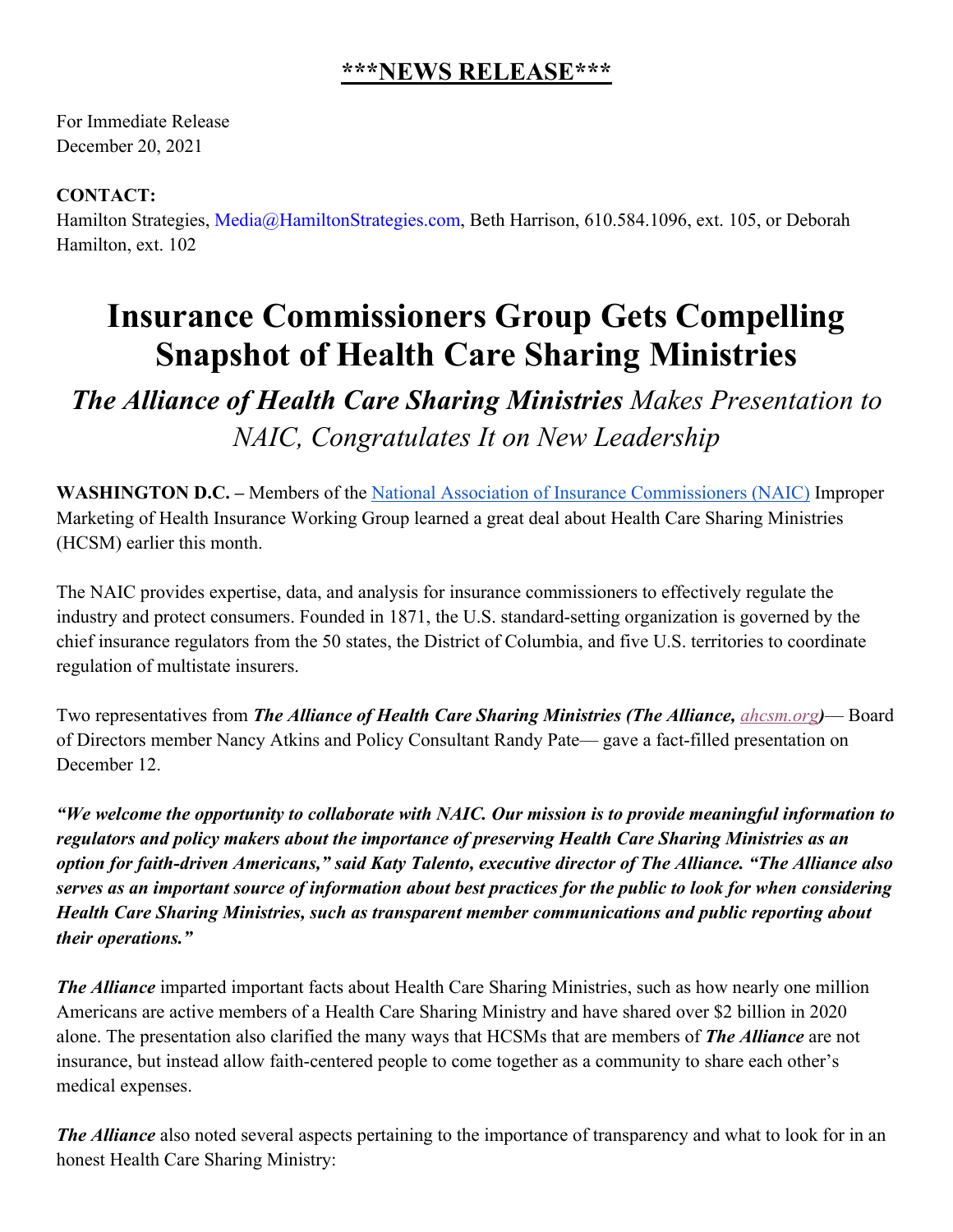**\*\*\*NEWS RELEASE\*\*\***

For Immediate Release
December 20, 2021

**CONTACT:**
Hamilton Strategies, Media@HamiltonStrategies.com, Beth Harrison, 610.584.1096, ext. 105, or Deborah Hamilton, ext. 102

# Insurance Commissioners Group Gets Compelling Snapshot of Health Care Sharing Ministries

## *The Alliance of Health Care Sharing Ministries Makes Presentation to NAIC, Congratulates It on New Leadership*

**WASHINGTON D.C. –** Members of the National Association of Insurance Commissioners (NAIC) Improper Marketing of Health Insurance Working Group learned a great deal about Health Care Sharing Ministries (HCSM) earlier this month.

The NAIC provides expertise, data, and analysis for insurance commissioners to effectively regulate the industry and protect consumers. Founded in 1871, the U.S. standard-setting organization is governed by the chief insurance regulators from the 50 states, the District of Columbia, and five U.S. territories to coordinate regulation of multistate insurers.

Two representatives from ***The Alliance of Health Care Sharing Ministries (The Alliance, ahcsm.org)***— Board of Directors member Nancy Atkins and Policy Consultant Randy Pate— gave a fact-filled presentation on December 12.

***"We welcome the opportunity to collaborate with NAIC. Our mission is to provide meaningful information to regulators and policy makers about the importance of preserving Health Care Sharing Ministries as an option for faith-driven Americans," said Katy Talento, executive director of The Alliance. "The Alliance also serves as an important source of information about best practices for the public to look for when considering Health Care Sharing Ministries, such as transparent member communications and public reporting about their operations."***

***The Alliance*** imparted important facts about Health Care Sharing Ministries, such as how nearly one million Americans are active members of a Health Care Sharing Ministry and have shared over $2 billion in 2020 alone. The presentation also clarified the many ways that HCSMs that are members of ***The Alliance*** are not insurance, but instead allow faith-centered people to come together as a community to share each other's medical expenses.

***The Alliance*** also noted several aspects pertaining to the importance of transparency and what to look for in an honest Health Care Sharing Ministry: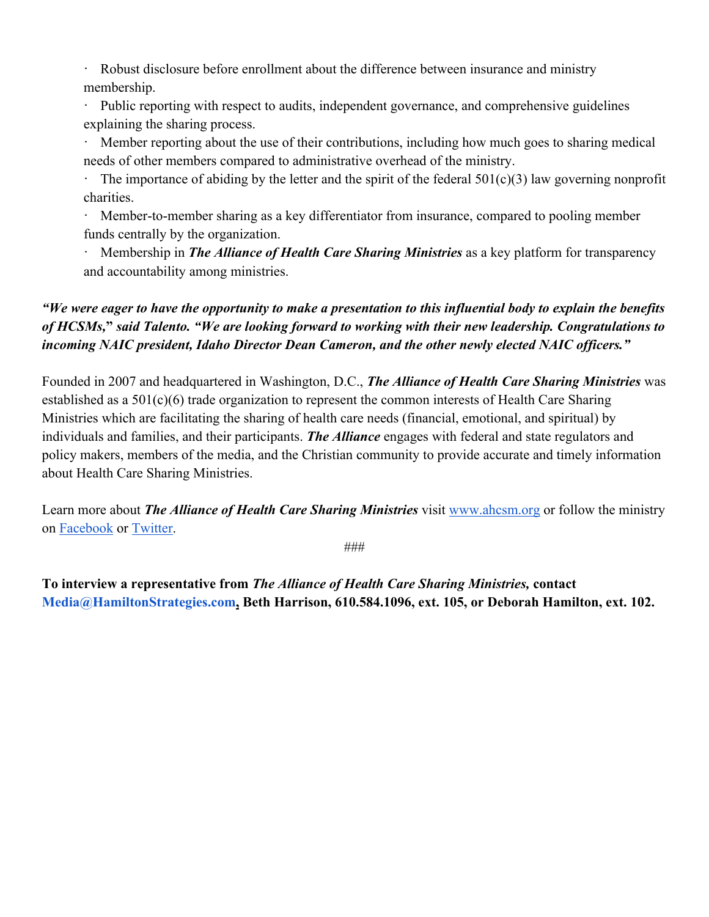- Robust disclosure before enrollment about the difference between insurance and ministry membership.
- Public reporting with respect to audits, independent governance, and comprehensive guidelines explaining the sharing process.
- Member reporting about the use of their contributions, including how much goes to sharing medical needs of other members compared to administrative overhead of the ministry.
- The importance of abiding by the letter and the spirit of the federal 501(c)(3) law governing nonprofit charities.
- Member-to-member sharing as a key differentiator from insurance, compared to pooling member funds centrally by the organization.
- Membership in ***The Alliance of Health Care Sharing Ministries*** as a key platform for transparency and accountability among ministries.

***"We were eager to have the opportunity to make a presentation to this influential body to explain the benefits of HCSMs," said Talento. "We are looking forward to working with their new leadership. Congratulations to incoming NAIC president, Idaho Director Dean Cameron, and the other newly elected NAIC officers."***

Founded in 2007 and headquartered in Washington, D.C., ***The Alliance of Health Care Sharing Ministries*** was established as a 501(c)(6) trade organization to represent the common interests of Health Care Sharing Ministries which are facilitating the sharing of health care needs (financial, emotional, and spiritual) by individuals and families, and their participants. ***The Alliance*** engages with federal and state regulators and policy makers, members of the media, and the Christian community to provide accurate and timely information about Health Care Sharing Ministries.

Learn more about ***The Alliance of Health Care Sharing Ministries*** visit www.ahcsm.org or follow the ministry on Facebook or Twitter.

###

**To interview a representative from *The Alliance of Health Care Sharing Ministries,* contact Media@HamiltonStrategies.com, Beth Harrison, 610.584.1096, ext. 105, or Deborah Hamilton, ext. 102.**